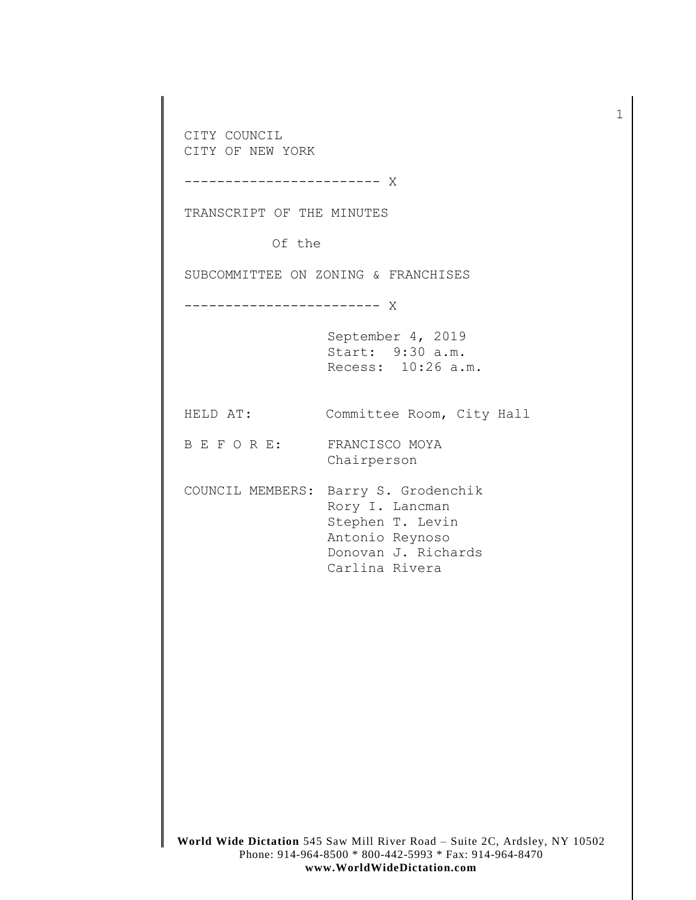CITY COUNCIL
CITY OF NEW YORK

------------------------ X

TRANSCRIPT OF THE MINUTES

Of the

SUBCOMMITTEE ON ZONING & FRANCHISES

------------------------ X

September 4, 2019
Start: 9:30 a.m.
Recess: 10:26 a.m.

HELD AT: Committee Room, City Hall

B E F O R E: FRANCISCO MOYA
Chairperson

COUNCIL MEMBERS: Barry S. Grodenchik
Rory I. Lancman
Stephen T. Levin
Antonio Reynoso
Donovan J. Richards
Carlina Rivera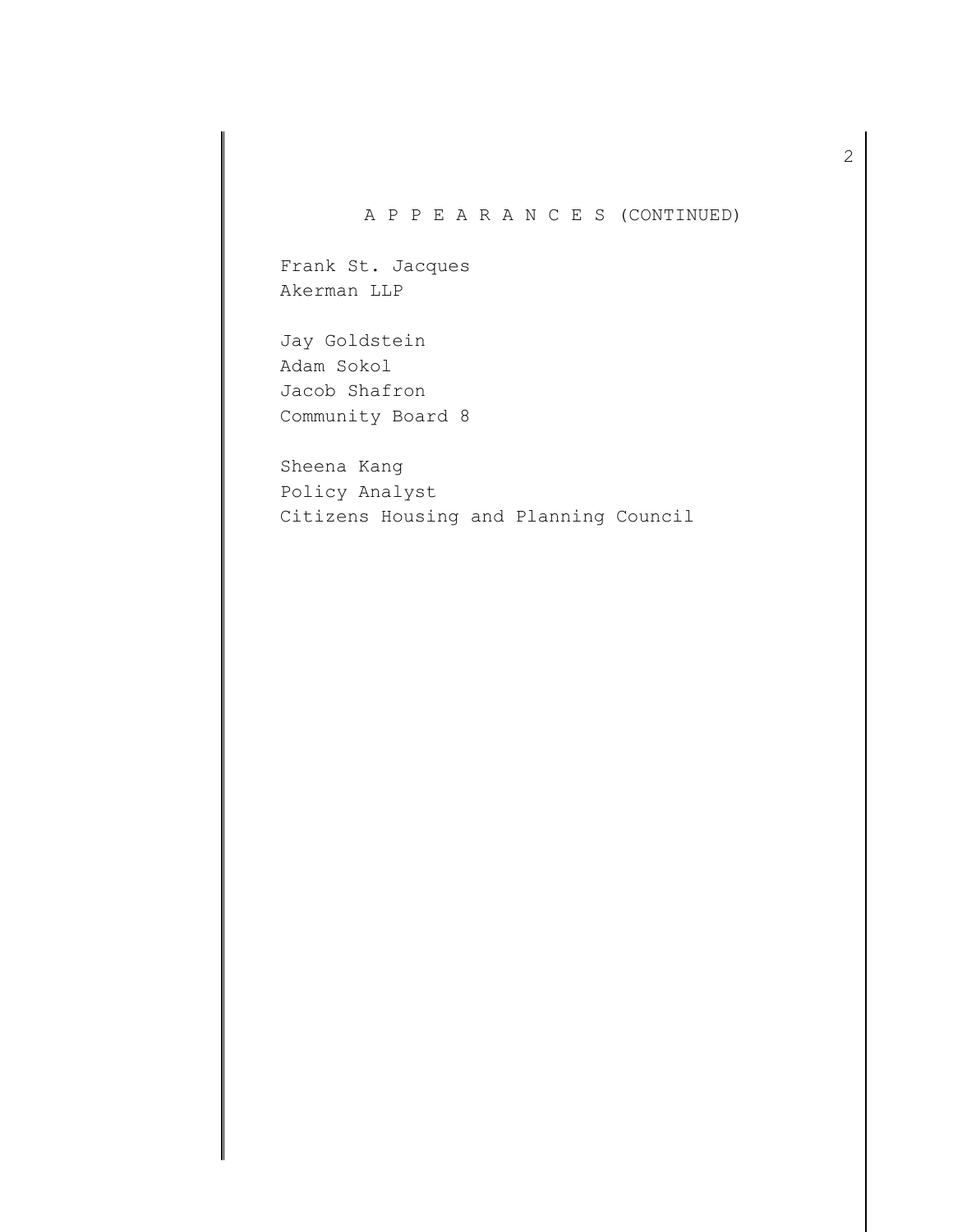A P P E A R A N C E S (CONTINUED)

Frank St. Jacques
Akerman LLP

Jay Goldstein
Adam Sokol
Jacob Shafron
Community Board 8

Sheena Kang
Policy Analyst
Citizens Housing and Planning Council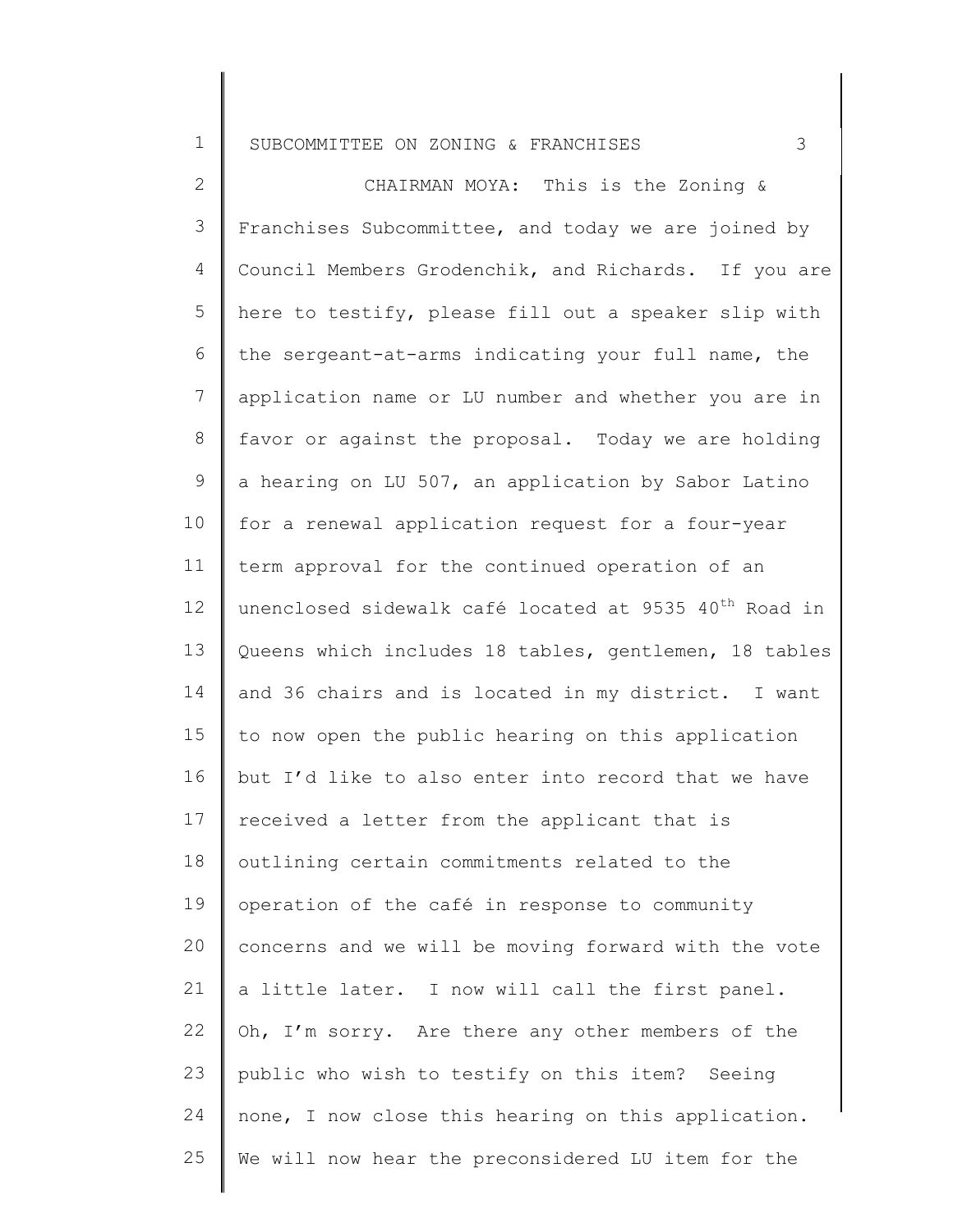CHAIRMAN MOYA: This is the Zoning & Franchises Subcommittee, and today we are joined by Council Members Grodenchik, and Richards. If you are here to testify, please fill out a speaker slip with the sergeant-at-arms indicating your full name, the application name or LU number and whether you are in favor or against the proposal. Today we are holding a hearing on LU 507, an application by Sabor Latino for a renewal application request for a four-year term approval for the continued operation of an unenclosed sidewalk café located at 9535 40th Road in Queens which includes 18 tables, gentlemen, 18 tables and 36 chairs and is located in my district. I want to now open the public hearing on this application but I'd like to also enter into record that we have received a letter from the applicant that is outlining certain commitments related to the operation of the café in response to community concerns and we will be moving forward with the vote a little later. I now will call the first panel. Oh, I'm sorry. Are there any other members of the public who wish to testify on this item? Seeing none, I now close this hearing on this application. We will now hear the preconsidered LU item for the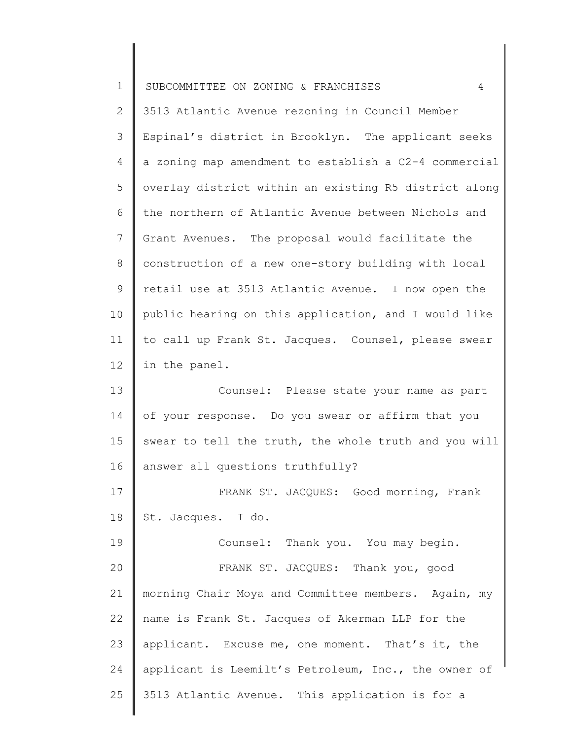3513 Atlantic Avenue rezoning in Council Member Espinal's district in Brooklyn. The applicant seeks a zoning map amendment to establish a C2-4 commercial overlay district within an existing R5 district along the northern of Atlantic Avenue between Nichols and Grant Avenues. The proposal would facilitate the construction of a new one-story building with local retail use at 3513 Atlantic Avenue. I now open the public hearing on this application, and I would like to call up Frank St. Jacques. Counsel, please swear in the panel.

Counsel: Please state your name as part of your response. Do you swear or affirm that you swear to tell the truth, the whole truth and you will answer all questions truthfully?

FRANK ST. JACQUES: Good morning, Frank St. Jacques. I do.

Counsel: Thank you. You may begin.

FRANK ST. JACQUES: Thank you, good morning Chair Moya and Committee members. Again, my name is Frank St. Jacques of Akerman LLP for the applicant. Excuse me, one moment. That's it, the applicant is Leemilt's Petroleum, Inc., the owner of 3513 Atlantic Avenue. This application is for a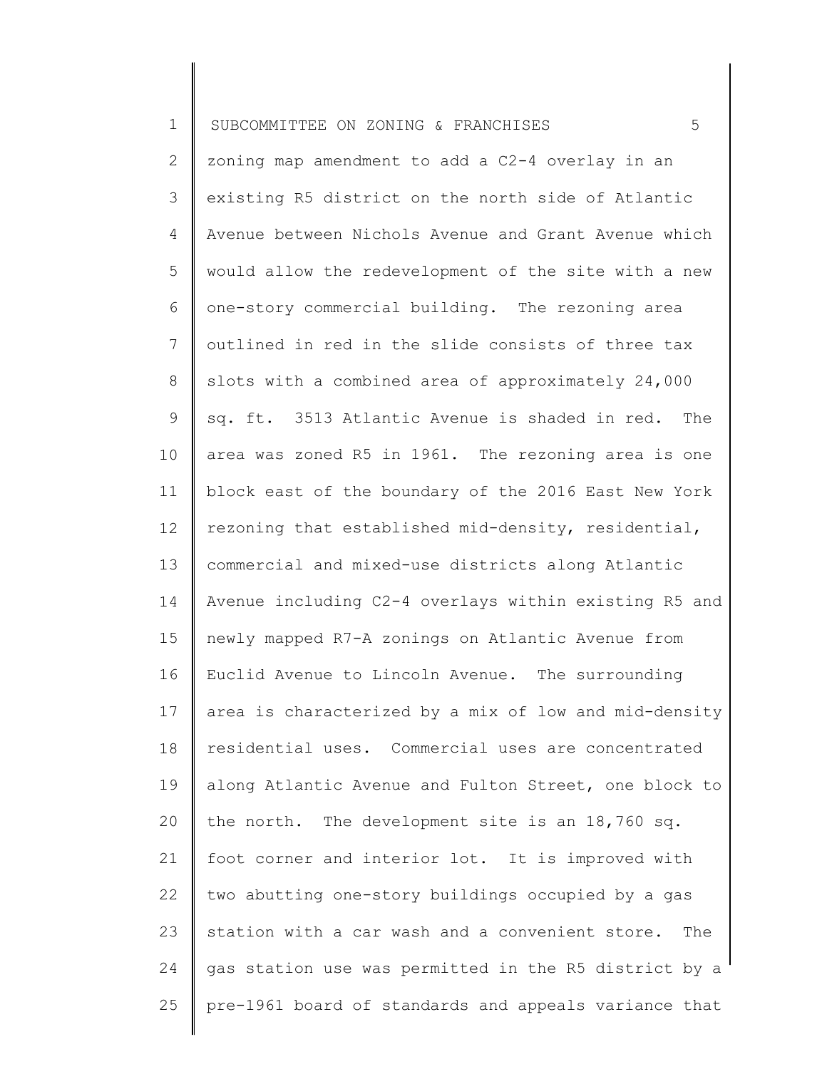zoning map amendment to add a C2-4 overlay in an existing R5 district on the north side of Atlantic Avenue between Nichols Avenue and Grant Avenue which would allow the redevelopment of the site with a new one-story commercial building. The rezoning area outlined in red in the slide consists of three tax slots with a combined area of approximately 24,000 sq. ft. 3513 Atlantic Avenue is shaded in red. The area was zoned R5 in 1961. The rezoning area is one block east of the boundary of the 2016 East New York rezoning that established mid-density, residential, commercial and mixed-use districts along Atlantic Avenue including C2-4 overlays within existing R5 and newly mapped R7-A zonings on Atlantic Avenue from Euclid Avenue to Lincoln Avenue. The surrounding area is characterized by a mix of low and mid-density residential uses. Commercial uses are concentrated along Atlantic Avenue and Fulton Street, one block to the north. The development site is an 18,760 sq. foot corner and interior lot. It is improved with two abutting one-story buildings occupied by a gas station with a car wash and a convenient store. The gas station use was permitted in the R5 district by a pre-1961 board of standards and appeals variance that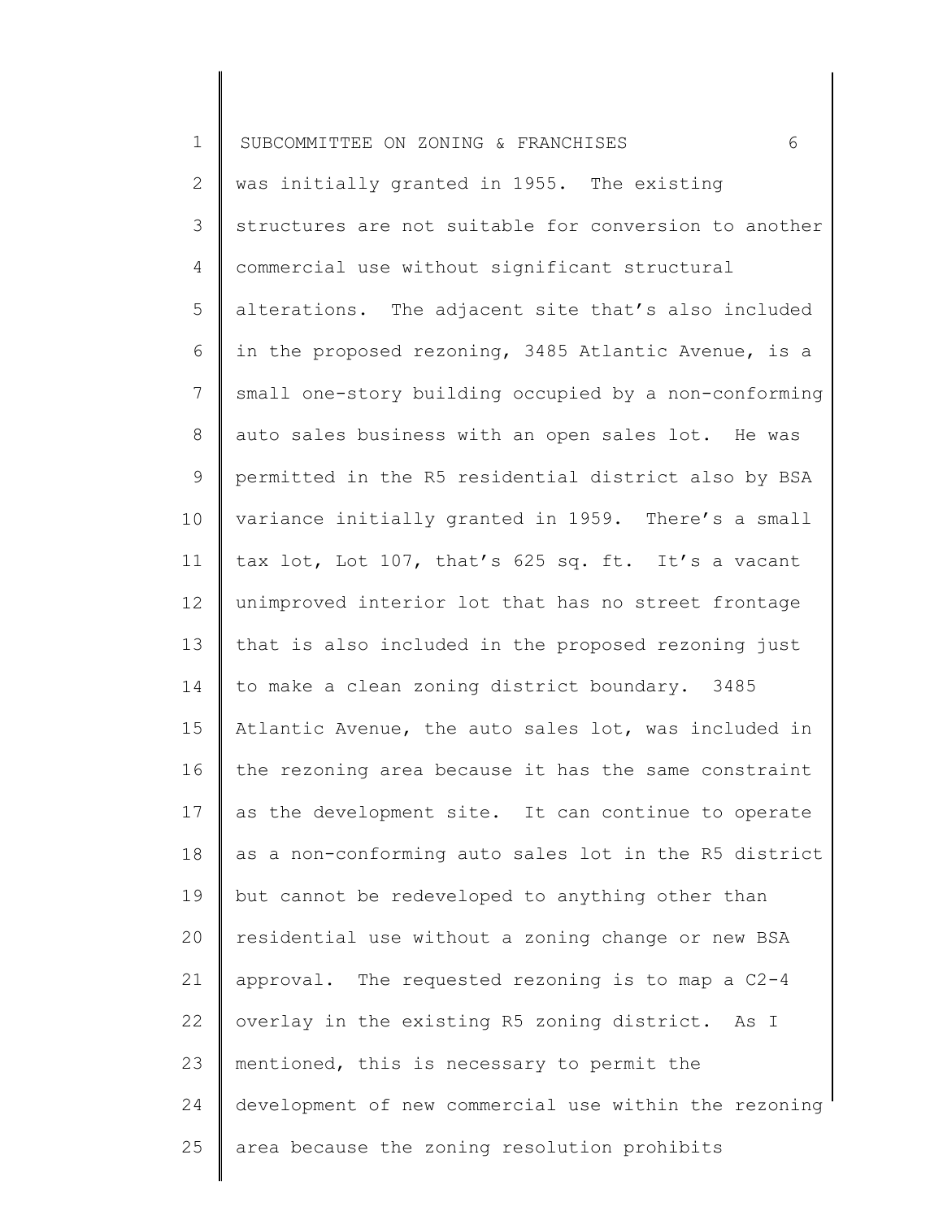was initially granted in 1955. The existing structures are not suitable for conversion to another commercial use without significant structural alterations. The adjacent site that's also included in the proposed rezoning, 3485 Atlantic Avenue, is a small one-story building occupied by a non-conforming auto sales business with an open sales lot. He was permitted in the R5 residential district also by BSA variance initially granted in 1959. There's a small tax lot, Lot 107, that's 625 sq. ft. It's a vacant unimproved interior lot that has no street frontage that is also included in the proposed rezoning just to make a clean zoning district boundary. 3485 Atlantic Avenue, the auto sales lot, was included in the rezoning area because it has the same constraint as the development site. It can continue to operate as a non-conforming auto sales lot in the R5 district but cannot be redeveloped to anything other than residential use without a zoning change or new BSA approval. The requested rezoning is to map a C2-4 overlay in the existing R5 zoning district. As I mentioned, this is necessary to permit the development of new commercial use within the rezoning area because the zoning resolution prohibits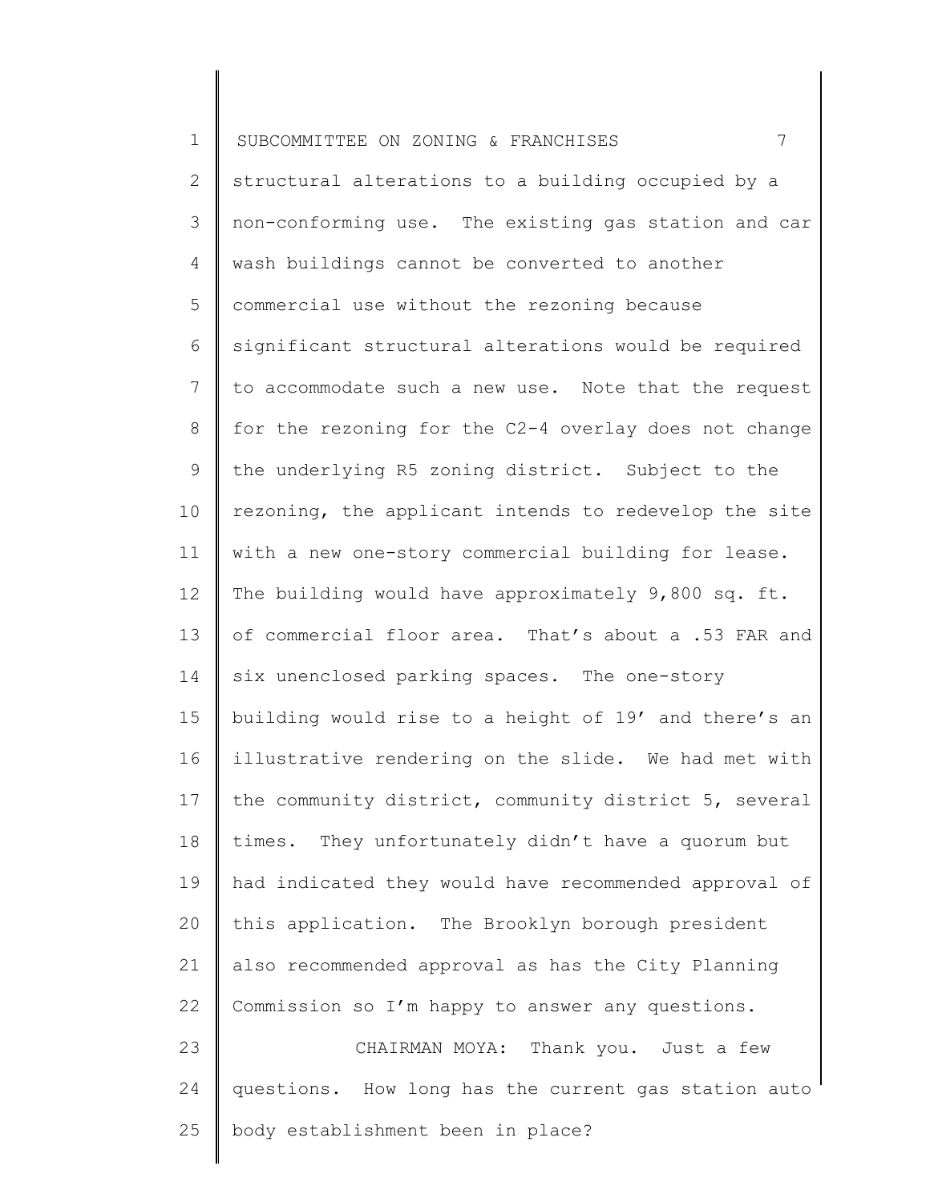structural alterations to a building occupied by a non-conforming use. The existing gas station and car wash buildings cannot be converted to another commercial use without the rezoning because significant structural alterations would be required to accommodate such a new use. Note that the request for the rezoning for the C2-4 overlay does not change the underlying R5 zoning district. Subject to the rezoning, the applicant intends to redevelop the site with a new one-story commercial building for lease. The building would have approximately 9,800 sq. ft. of commercial floor area. That's about a .53 FAR and six unenclosed parking spaces. The one-story building would rise to a height of 19' and there's an illustrative rendering on the slide. We had met with the community district, community district 5, several times. They unfortunately didn't have a quorum but had indicated they would have recommended approval of this application. The Brooklyn borough president also recommended approval as has the City Planning Commission so I'm happy to answer any questions.

CHAIRMAN MOYA: Thank you. Just a few questions. How long has the current gas station auto body establishment been in place?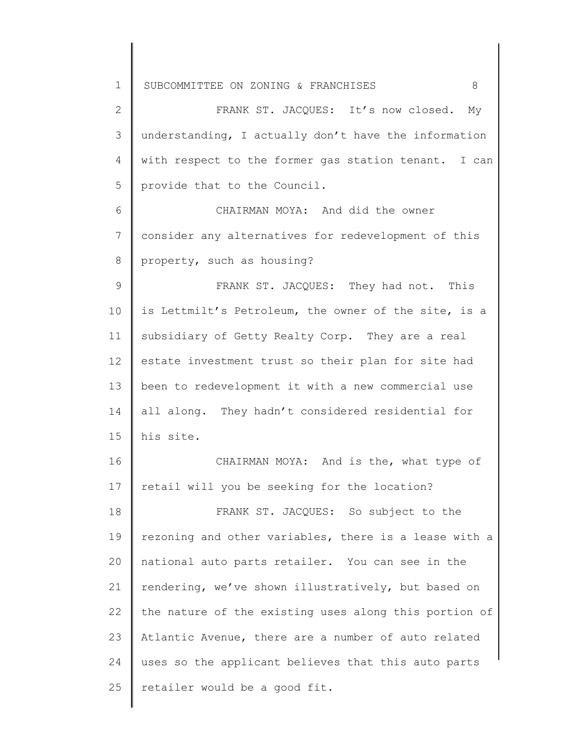FRANK ST. JACQUES: It's now closed. My understanding, I actually don't have the information with respect to the former gas station tenant. I can provide that to the Council.

CHAIRMAN MOYA: And did the owner consider any alternatives for redevelopment of this property, such as housing?

FRANK ST. JACQUES: They had not. This is Lettmilt's Petroleum, the owner of the site, is a subsidiary of Getty Realty Corp. They are a real estate investment trust so their plan for site had been to redevelopment it with a new commercial use all along. They hadn't considered residential for his site.

CHAIRMAN MOYA: And is the, what type of retail will you be seeking for the location?

FRANK ST. JACQUES: So subject to the rezoning and other variables, there is a lease with a national auto parts retailer. You can see in the rendering, we've shown illustratively, but based on the nature of the existing uses along this portion of Atlantic Avenue, there are a number of auto related uses so the applicant believes that this auto parts retailer would be a good fit.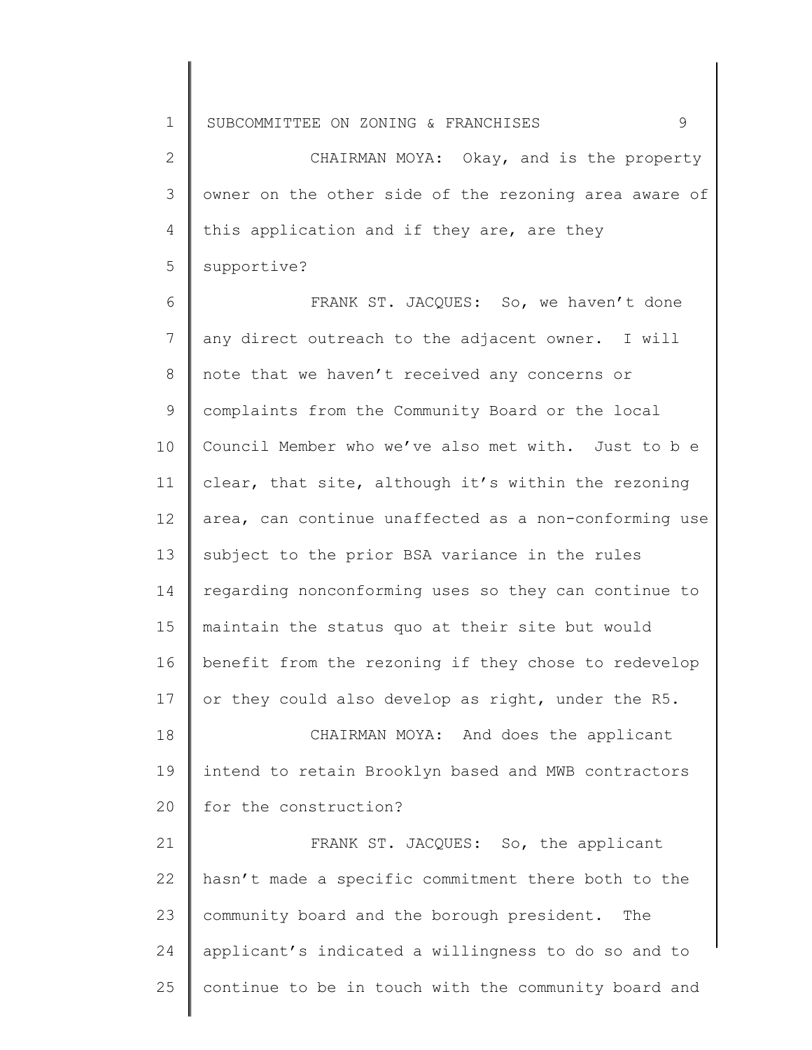CHAIRMAN MOYA: Okay, and is the property owner on the other side of the rezoning area aware of this application and if they are, are they supportive?

FRANK ST. JACQUES: So, we haven't done any direct outreach to the adjacent owner. I will note that we haven't received any concerns or complaints from the Community Board or the local Council Member who we've also met with. Just to b e clear, that site, although it's within the rezoning area, can continue unaffected as a non-conforming use subject to the prior BSA variance in the rules regarding nonconforming uses so they can continue to maintain the status quo at their site but would benefit from the rezoning if they chose to redevelop or they could also develop as right, under the R5.

CHAIRMAN MOYA: And does the applicant intend to retain Brooklyn based and MWB contractors for the construction?

FRANK ST. JACQUES: So, the applicant hasn't made a specific commitment there both to the community board and the borough president. The applicant's indicated a willingness to do so and to continue to be in touch with the community board and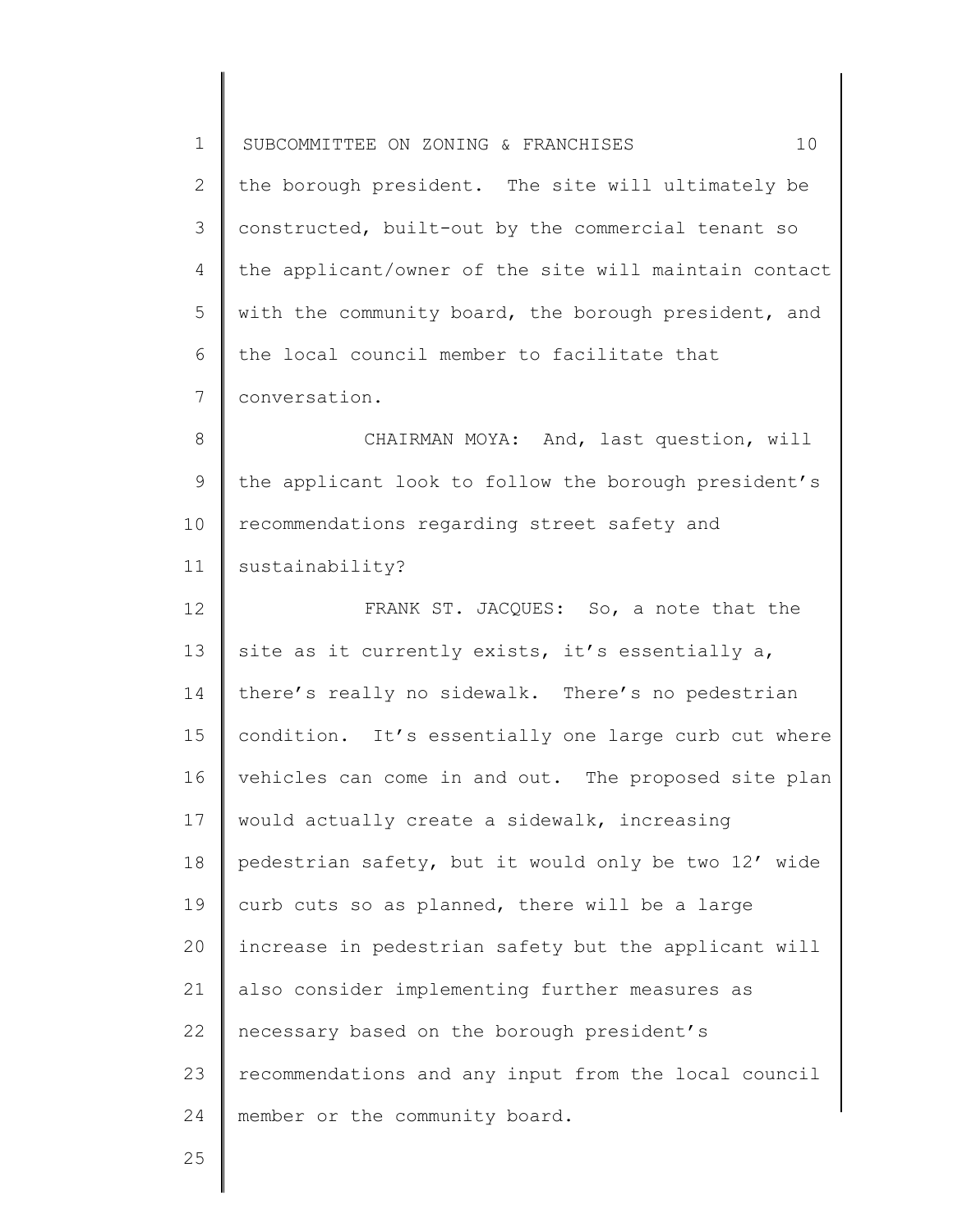the borough president. The site will ultimately be constructed, built-out by the commercial tenant so the applicant/owner of the site will maintain contact with the community board, the borough president, and the local council member to facilitate that conversation.

CHAIRMAN MOYA: And, last question, will the applicant look to follow the borough president's recommendations regarding street safety and sustainability?

FRANK ST. JACQUES: So, a note that the site as it currently exists, it's essentially a, there's really no sidewalk. There's no pedestrian condition. It's essentially one large curb cut where vehicles can come in and out. The proposed site plan would actually create a sidewalk, increasing pedestrian safety, but it would only be two 12' wide curb cuts so as planned, there will be a large increase in pedestrian safety but the applicant will also consider implementing further measures as necessary based on the borough president's recommendations and any input from the local council member or the community board.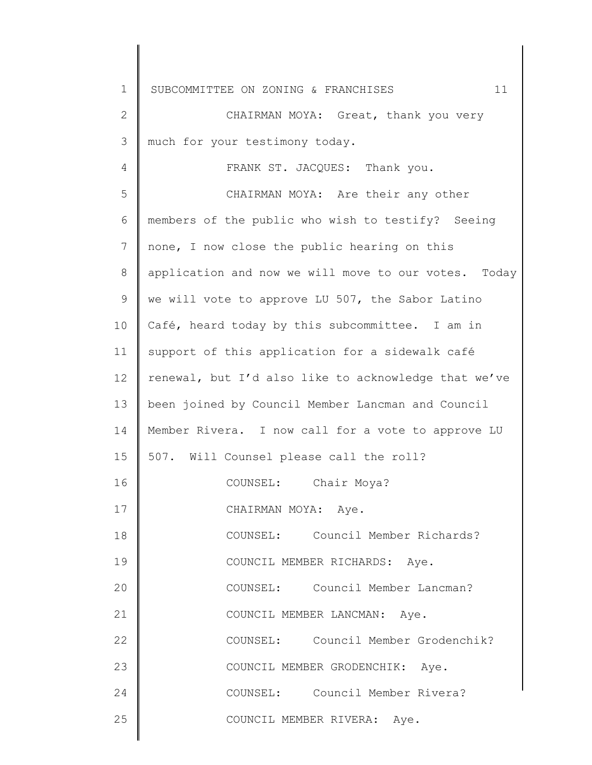CHAIRMAN MOYA: Great, thank you very much for your testimony today.

FRANK ST. JACQUES: Thank you.

CHAIRMAN MOYA: Are their any other members of the public who wish to testify? Seeing none, I now close the public hearing on this application and now we will move to our votes. Today we will vote to approve LU 507, the Sabor Latino Café, heard today by this subcommittee. I am in support of this application for a sidewalk café renewal, but I'd also like to acknowledge that we've been joined by Council Member Lancman and Council Member Rivera. I now call for a vote to approve LU 507. Will Counsel please call the roll?

COUNSEL: Chair Moya?

CHAIRMAN MOYA: Aye.

COUNSEL: Council Member Richards?

COUNCIL MEMBER RICHARDS: Aye.

COUNSEL: Council Member Lancman?

COUNCIL MEMBER LANCMAN: Aye.

COUNSEL: Council Member Grodenchik?

COUNCIL MEMBER GRODENCHIK: Aye.

COUNSEL: Council Member Rivera?

COUNCIL MEMBER RIVERA: Aye.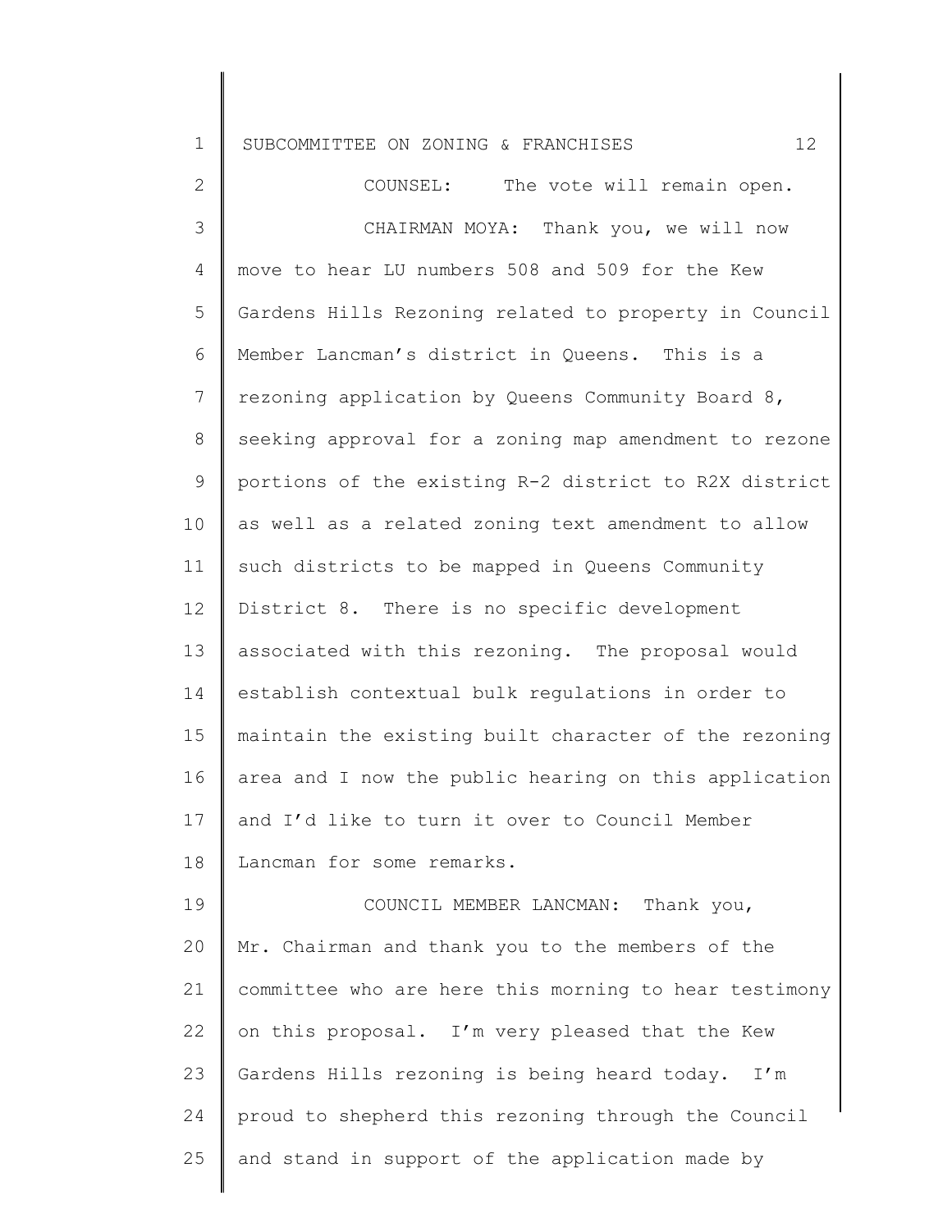COUNSEL: The vote will remain open.

CHAIRMAN MOYA: Thank you, we will now move to hear LU numbers 508 and 509 for the Kew Gardens Hills Rezoning related to property in Council Member Lancman's district in Queens. This is a rezoning application by Queens Community Board 8, seeking approval for a zoning map amendment to rezone portions of the existing R-2 district to R2X district as well as a related zoning text amendment to allow such districts to be mapped in Queens Community District 8. There is no specific development associated with this rezoning. The proposal would establish contextual bulk regulations in order to maintain the existing built character of the rezoning area and I now the public hearing on this application and I'd like to turn it over to Council Member Lancman for some remarks.

COUNCIL MEMBER LANCMAN: Thank you, Mr. Chairman and thank you to the members of the committee who are here this morning to hear testimony on this proposal. I'm very pleased that the Kew Gardens Hills rezoning is being heard today. I'm proud to shepherd this rezoning through the Council and stand in support of the application made by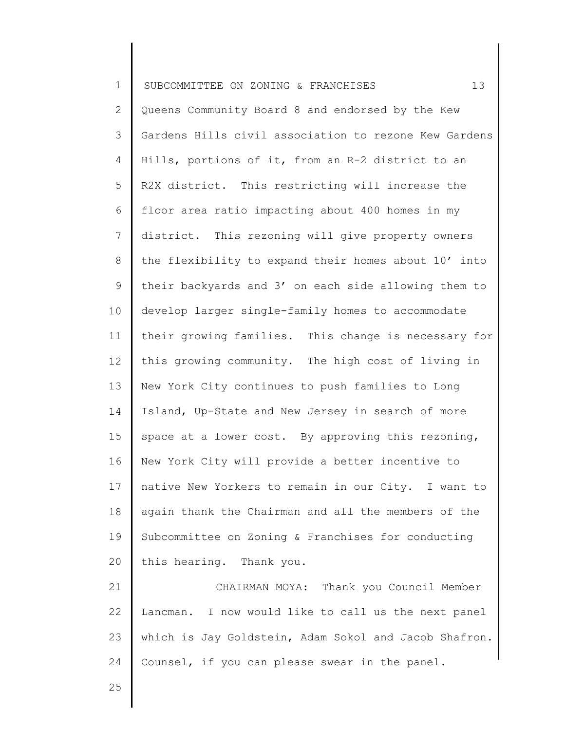Queens Community Board 8 and endorsed by the Kew Gardens Hills civil association to rezone Kew Gardens Hills, portions of it, from an R-2 district to an R2X district. This restricting will increase the floor area ratio impacting about 400 homes in my district. This rezoning will give property owners the flexibility to expand their homes about 10' into their backyards and 3' on each side allowing them to develop larger single-family homes to accommodate their growing families. This change is necessary for this growing community. The high cost of living in New York City continues to push families to Long Island, Up-State and New Jersey in search of more space at a lower cost. By approving this rezoning, New York City will provide a better incentive to native New Yorkers to remain in our City. I want to again thank the Chairman and all the members of the Subcommittee on Zoning & Franchises for conducting this hearing. Thank you.

CHAIRMAN MOYA: Thank you Council Member Lancman. I now would like to call us the next panel which is Jay Goldstein, Adam Sokol and Jacob Shafron. Counsel, if you can please swear in the panel.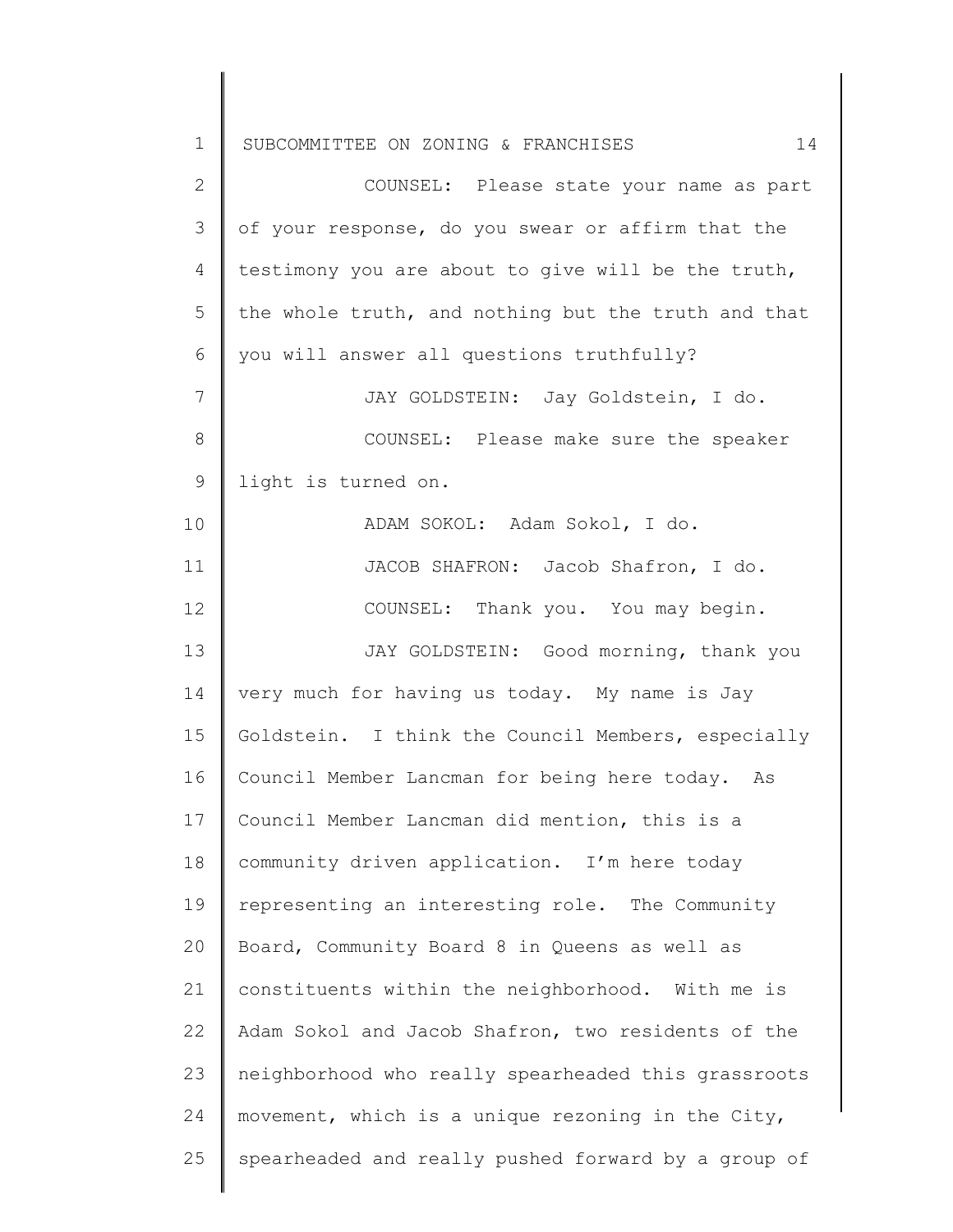COUNSEL: Please state your name as part of your response, do you swear or affirm that the testimony you are about to give will be the truth, the whole truth, and nothing but the truth and that you will answer all questions truthfully?

JAY GOLDSTEIN: Jay Goldstein, I do.

COUNSEL: Please make sure the speaker light is turned on.

ADAM SOKOL: Adam Sokol, I do.

JACOB SHAFRON: Jacob Shafron, I do.

COUNSEL: Thank you. You may begin.

JAY GOLDSTEIN: Good morning, thank you very much for having us today. My name is Jay Goldstein. I think the Council Members, especially Council Member Lancman for being here today. As Council Member Lancman did mention, this is a community driven application. I'm here today representing an interesting role. The Community Board, Community Board 8 in Queens as well as constituents within the neighborhood. With me is Adam Sokol and Jacob Shafron, two residents of the neighborhood who really spearheaded this grassroots movement, which is a unique rezoning in the City, spearheaded and really pushed forward by a group of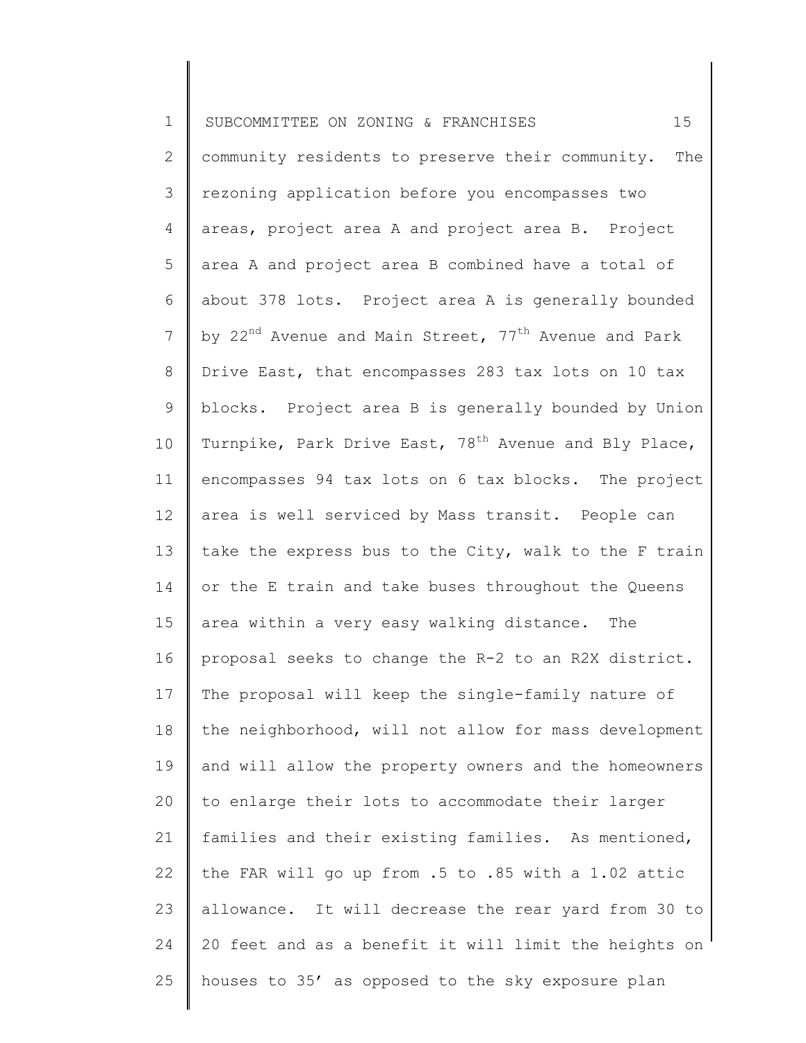community residents to preserve their community. The rezoning application before you encompasses two areas, project area A and project area B. Project area A and project area B combined have a total of about 378 lots. Project area A is generally bounded by 22nd Avenue and Main Street, 77th Avenue and Park Drive East, that encompasses 283 tax lots on 10 tax blocks. Project area B is generally bounded by Union Turnpike, Park Drive East, 78th Avenue and Bly Place, encompasses 94 tax lots on 6 tax blocks. The project area is well serviced by Mass transit. People can take the express bus to the City, walk to the F train or the E train and take buses throughout the Queens area within a very easy walking distance. The proposal seeks to change the R-2 to an R2X district. The proposal will keep the single-family nature of the neighborhood, will not allow for mass development and will allow the property owners and the homeowners to enlarge their lots to accommodate their larger families and their existing families. As mentioned, the FAR will go up from .5 to .85 with a 1.02 attic allowance. It will decrease the rear yard from 30 to 20 feet and as a benefit it will limit the heights on houses to 35’ as opposed to the sky exposure plan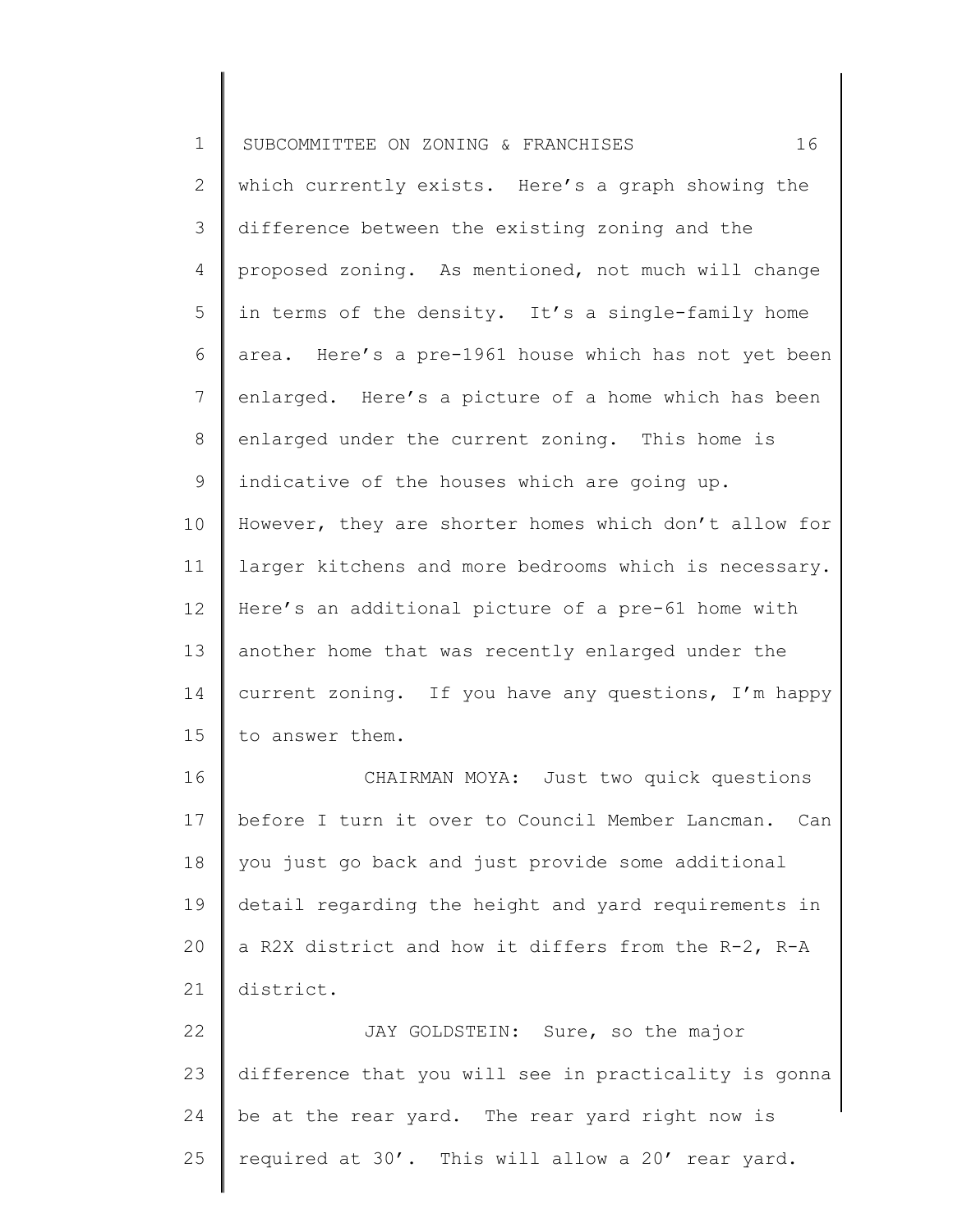which currently exists. Here's a graph showing the difference between the existing zoning and the proposed zoning. As mentioned, not much will change in terms of the density. It's a single-family home area. Here's a pre-1961 house which has not yet been enlarged. Here's a picture of a home which has been enlarged under the current zoning. This home is indicative of the houses which are going up. However, they are shorter homes which don't allow for larger kitchens and more bedrooms which is necessary. Here's an additional picture of a pre-61 home with another home that was recently enlarged under the current zoning. If you have any questions, I'm happy to answer them.

CHAIRMAN MOYA: Just two quick questions before I turn it over to Council Member Lancman. Can you just go back and just provide some additional detail regarding the height and yard requirements in a R2X district and how it differs from the R-2, R-A district.

JAY GOLDSTEIN: Sure, so the major difference that you will see in practicality is gonna be at the rear yard. The rear yard right now is required at 30'. This will allow a 20' rear yard.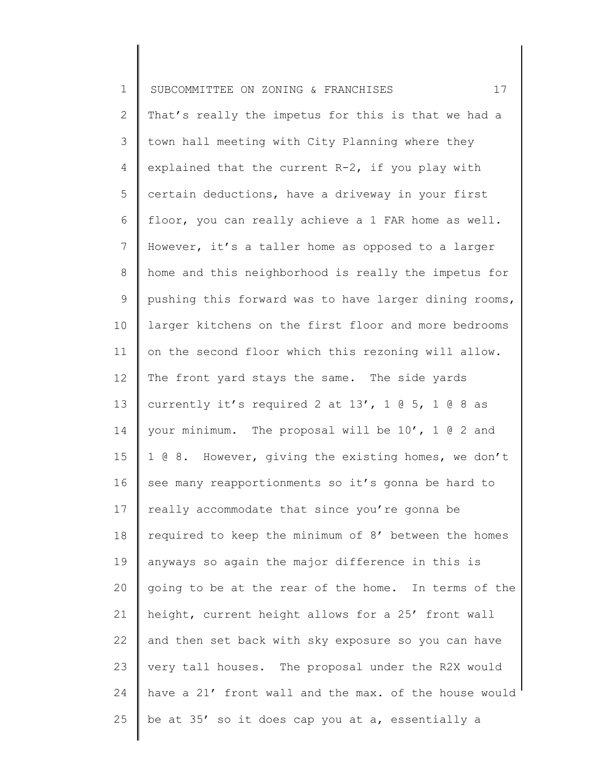That's really the impetus for this is that we had a town hall meeting with City Planning where they explained that the current R-2, if you play with certain deductions, have a driveway in your first floor, you can really achieve a 1 FAR home as well. However, it's a taller home as opposed to a larger home and this neighborhood is really the impetus for pushing this forward was to have larger dining rooms, larger kitchens on the first floor and more bedrooms on the second floor which this rezoning will allow. The front yard stays the same. The side yards currently it's required 2 at 13', 1 @ 5, 1 @ 8 as your minimum. The proposal will be 10', 1 @ 2 and 1 @ 8. However, giving the existing homes, we don't see many reapportionments so it's gonna be hard to really accommodate that since you're gonna be required to keep the minimum of 8' between the homes anyways so again the major difference in this is going to be at the rear of the home. In terms of the height, current height allows for a 25' front wall and then set back with sky exposure so you can have very tall houses. The proposal under the R2X would have a 21' front wall and the max. of the house would be at 35' so it does cap you at a, essentially a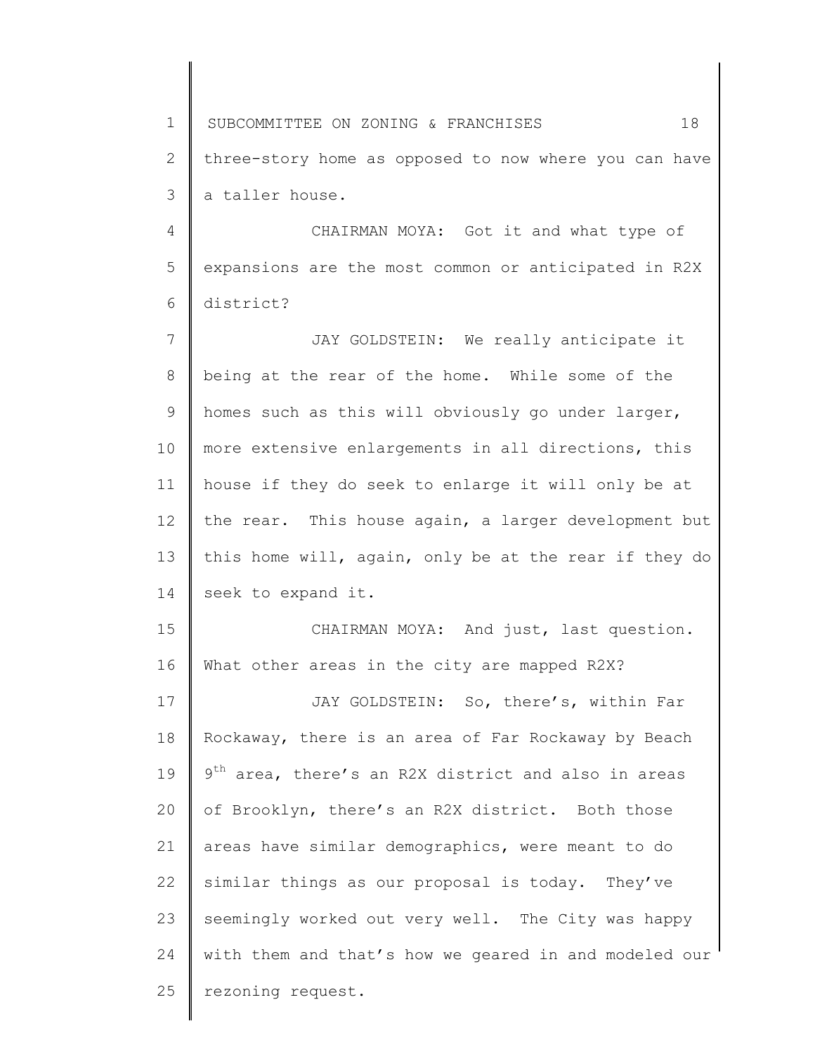three-story home as opposed to now where you can have a taller house.

CHAIRMAN MOYA: Got it and what type of expansions are the most common or anticipated in R2X district?

JAY GOLDSTEIN: We really anticipate it being at the rear of the home. While some of the homes such as this will obviously go under larger, more extensive enlargements in all directions, this house if they do seek to enlarge it will only be at the rear. This house again, a larger development but this home will, again, only be at the rear if they do seek to expand it.

CHAIRMAN MOYA: And just, last question. What other areas in the city are mapped R2X?

JAY GOLDSTEIN: So, there's, within Far Rockaway, there is an area of Far Rockaway by Beach 9th area, there's an R2X district and also in areas of Brooklyn, there's an R2X district. Both those areas have similar demographics, were meant to do similar things as our proposal is today. They've seemingly worked out very well. The City was happy with them and that's how we geared in and modeled our rezoning request.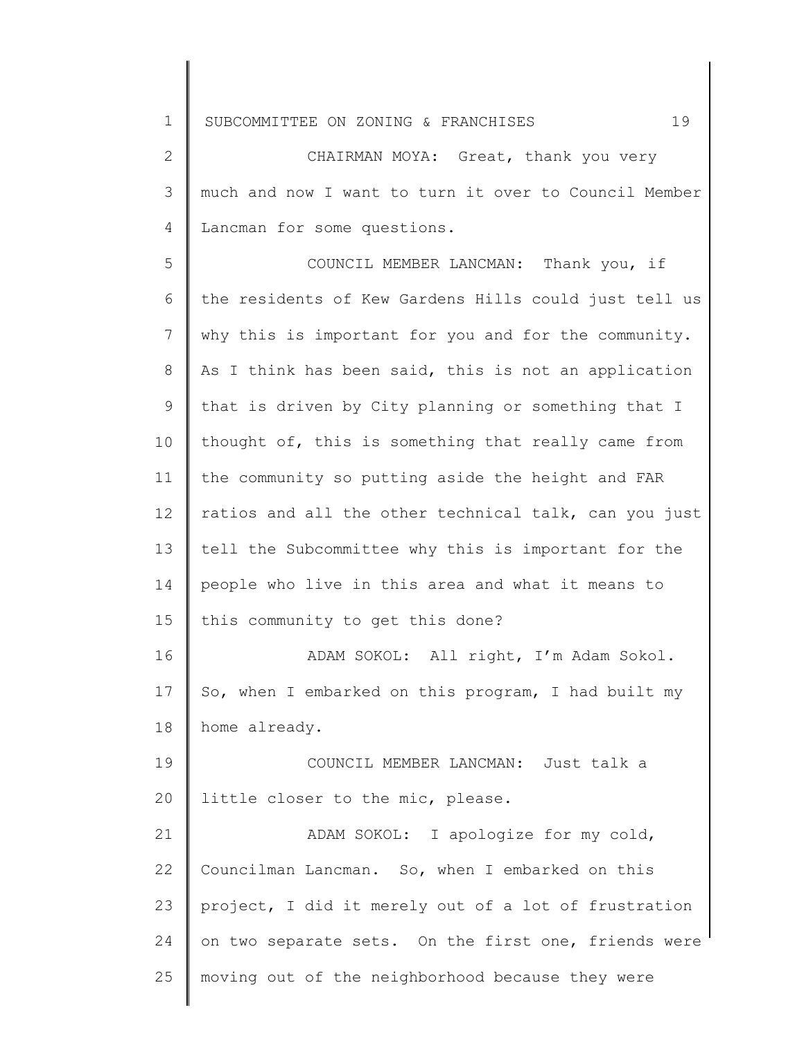CHAIRMAN MOYA: Great, thank you very much and now I want to turn it over to Council Member Lancman for some questions.

COUNCIL MEMBER LANCMAN: Thank you, if the residents of Kew Gardens Hills could just tell us why this is important for you and for the community. As I think has been said, this is not an application that is driven by City planning or something that I thought of, this is something that really came from the community so putting aside the height and FAR ratios and all the other technical talk, can you just tell the Subcommittee why this is important for the people who live in this area and what it means to this community to get this done?

ADAM SOKOL: All right, I'm Adam Sokol. So, when I embarked on this program, I had built my home already.

COUNCIL MEMBER LANCMAN: Just talk a little closer to the mic, please.

ADAM SOKOL: I apologize for my cold, Councilman Lancman. So, when I embarked on this project, I did it merely out of a lot of frustration on two separate sets. On the first one, friends were moving out of the neighborhood because they were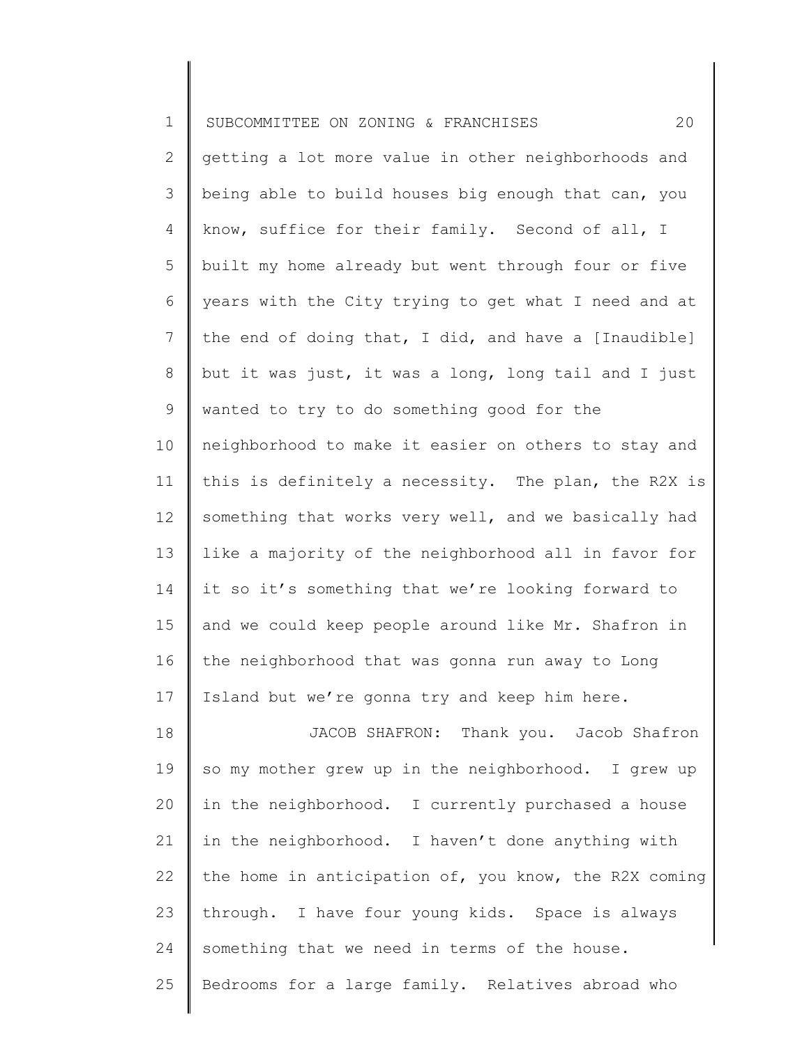getting a lot more value in other neighborhoods and being able to build houses big enough that can, you know, suffice for their family. Second of all, I built my home already but went through four or five years with the City trying to get what I need and at the end of doing that, I did, and have a [Inaudible] but it was just, it was a long, long tail and I just wanted to try to do something good for the neighborhood to make it easier on others to stay and this is definitely a necessity. The plan, the R2X is something that works very well, and we basically had like a majority of the neighborhood all in favor for it so it's something that we're looking forward to and we could keep people around like Mr. Shafron in the neighborhood that was gonna run away to Long Island but we're gonna try and keep him here.

JACOB SHAFRON: Thank you. Jacob Shafron so my mother grew up in the neighborhood. I grew up in the neighborhood. I currently purchased a house in the neighborhood. I haven't done anything with the home in anticipation of, you know, the R2X coming through. I have four young kids. Space is always something that we need in terms of the house. Bedrooms for a large family. Relatives abroad who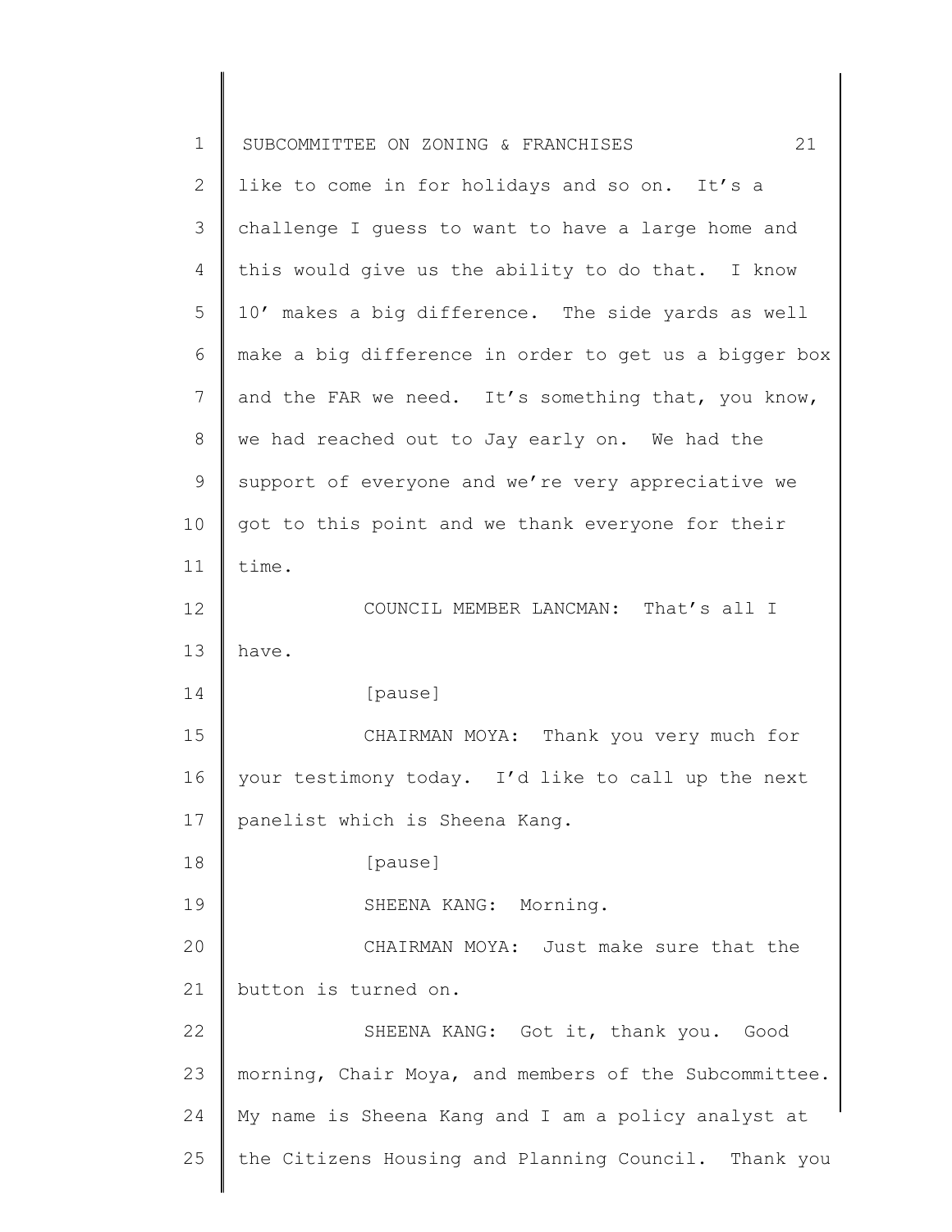like to come in for holidays and so on. It's a challenge I guess to want to have a large home and this would give us the ability to do that. I know 10' makes a big difference. The side yards as well make a big difference in order to get us a bigger box and the FAR we need. It's something that, you know, we had reached out to Jay early on. We had the support of everyone and we're very appreciative we got to this point and we thank everyone for their time.

COUNCIL MEMBER LANCMAN: That's all I have.

[pause]

CHAIRMAN MOYA: Thank you very much for your testimony today. I'd like to call up the next panelist which is Sheena Kang.

[pause]

SHEENA KANG: Morning.

CHAIRMAN MOYA: Just make sure that the button is turned on.

SHEENA KANG: Got it, thank you. Good morning, Chair Moya, and members of the Subcommittee. My name is Sheena Kang and I am a policy analyst at the Citizens Housing and Planning Council. Thank you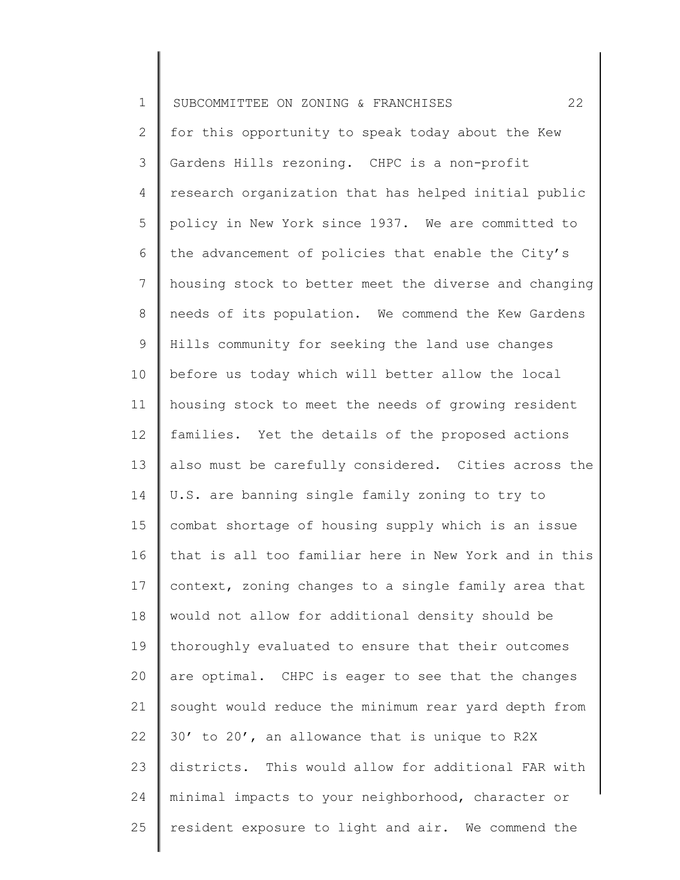for this opportunity to speak today about the Kew Gardens Hills rezoning. CHPC is a non-profit research organization that has helped initial public policy in New York since 1937. We are committed to the advancement of policies that enable the City's housing stock to better meet the diverse and changing needs of its population. We commend the Kew Gardens Hills community for seeking the land use changes before us today which will better allow the local housing stock to meet the needs of growing resident families. Yet the details of the proposed actions also must be carefully considered. Cities across the U.S. are banning single family zoning to try to combat shortage of housing supply which is an issue that is all too familiar here in New York and in this context, zoning changes to a single family area that would not allow for additional density should be thoroughly evaluated to ensure that their outcomes are optimal. CHPC is eager to see that the changes sought would reduce the minimum rear yard depth from 30' to 20', an allowance that is unique to R2X districts. This would allow for additional FAR with minimal impacts to your neighborhood, character or resident exposure to light and air. We commend the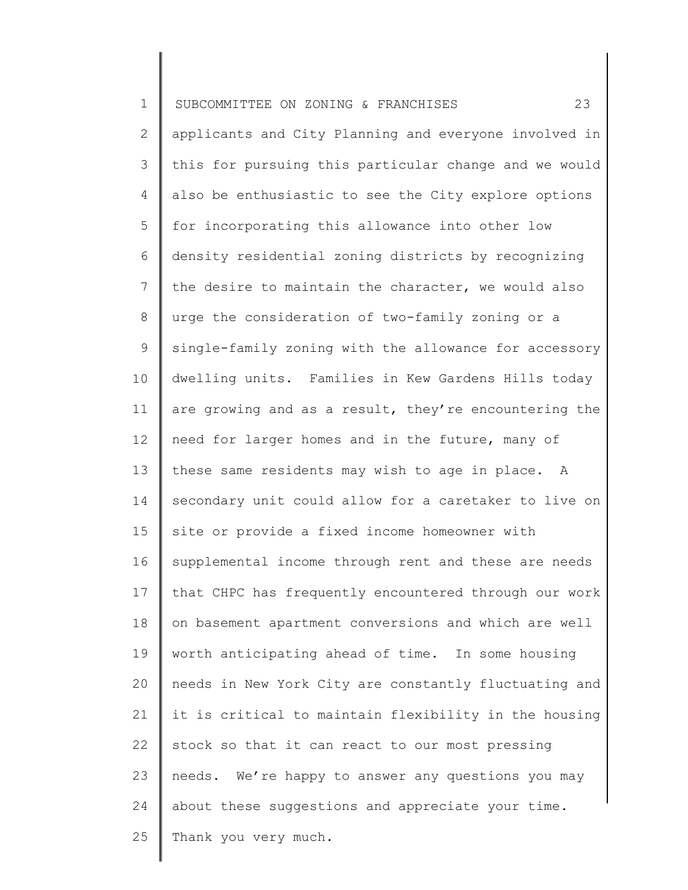applicants and City Planning and everyone involved in this for pursuing this particular change and we would also be enthusiastic to see the City explore options for incorporating this allowance into other low density residential zoning districts by recognizing the desire to maintain the character, we would also urge the consideration of two-family zoning or a single-family zoning with the allowance for accessory dwelling units. Families in Kew Gardens Hills today are growing and as a result, they're encountering the need for larger homes and in the future, many of these same residents may wish to age in place. A secondary unit could allow for a caretaker to live on site or provide a fixed income homeowner with supplemental income through rent and these are needs that CHPC has frequently encountered through our work on basement apartment conversions and which are well worth anticipating ahead of time. In some housing needs in New York City are constantly fluctuating and it is critical to maintain flexibility in the housing stock so that it can react to our most pressing needs. We're happy to answer any questions you may about these suggestions and appreciate your time. Thank you very much.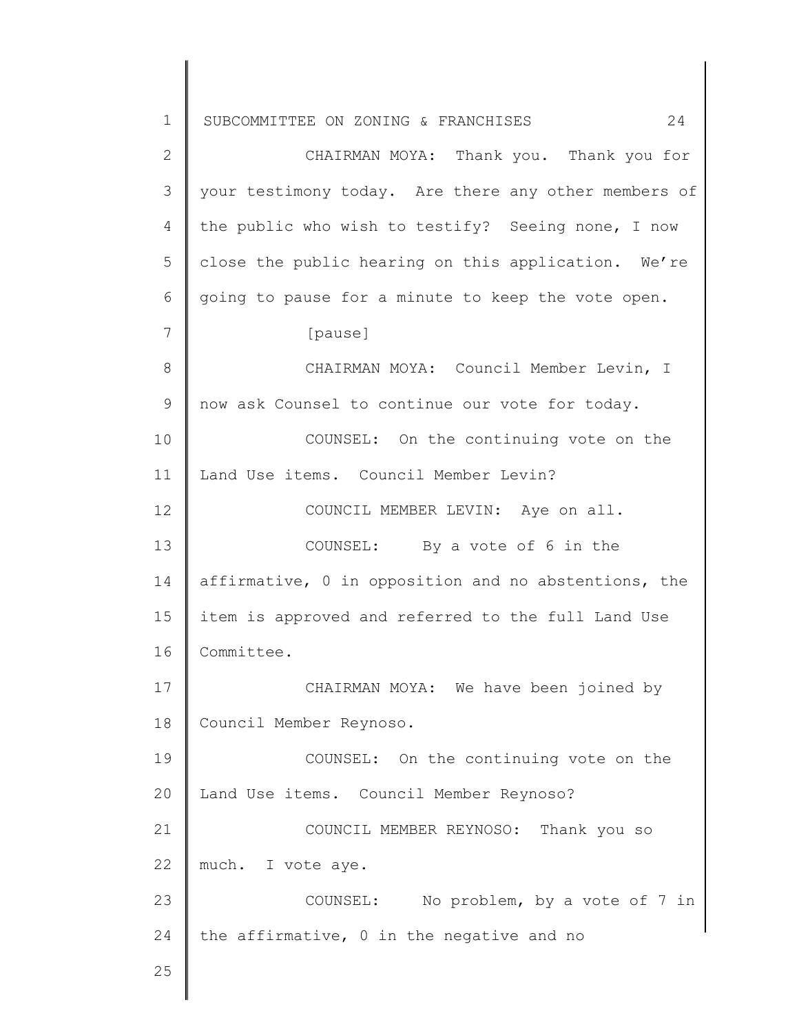CHAIRMAN MOYA: Thank you. Thank you for your testimony today. Are there any other members of the public who wish to testify? Seeing none, I now close the public hearing on this application. We're going to pause for a minute to keep the vote open.

[pause]

CHAIRMAN MOYA: Council Member Levin, I now ask Counsel to continue our vote for today.

COUNSEL: On the continuing vote on the Land Use items. Council Member Levin?

COUNCIL MEMBER LEVIN: Aye on all.

COUNSEL: By a vote of 6 in the affirmative, 0 in opposition and no abstentions, the item is approved and referred to the full Land Use Committee.

CHAIRMAN MOYA: We have been joined by Council Member Reynoso.

COUNSEL: On the continuing vote on the Land Use items. Council Member Reynoso?

COUNCIL MEMBER REYNOSO: Thank you so much. I vote aye.

COUNSEL: No problem, by a vote of 7 in the affirmative, 0 in the negative and no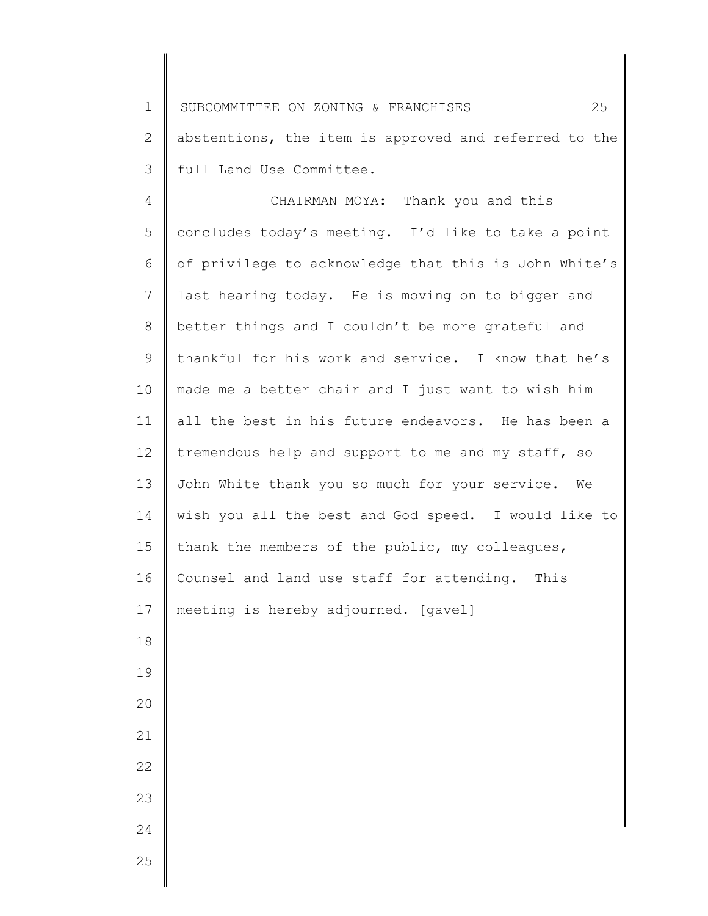abstentions, the item is approved and referred to the full Land Use Committee.

CHAIRMAN MOYA: Thank you and this concludes today's meeting. I'd like to take a point of privilege to acknowledge that this is John White's last hearing today. He is moving on to bigger and better things and I couldn't be more grateful and thankful for his work and service. I know that he's made me a better chair and I just want to wish him all the best in his future endeavors. He has been a tremendous help and support to me and my staff, so John White thank you so much for your service. We wish you all the best and God speed. I would like to thank the members of the public, my colleagues, Counsel and land use staff for attending. This meeting is hereby adjourned. [gavel]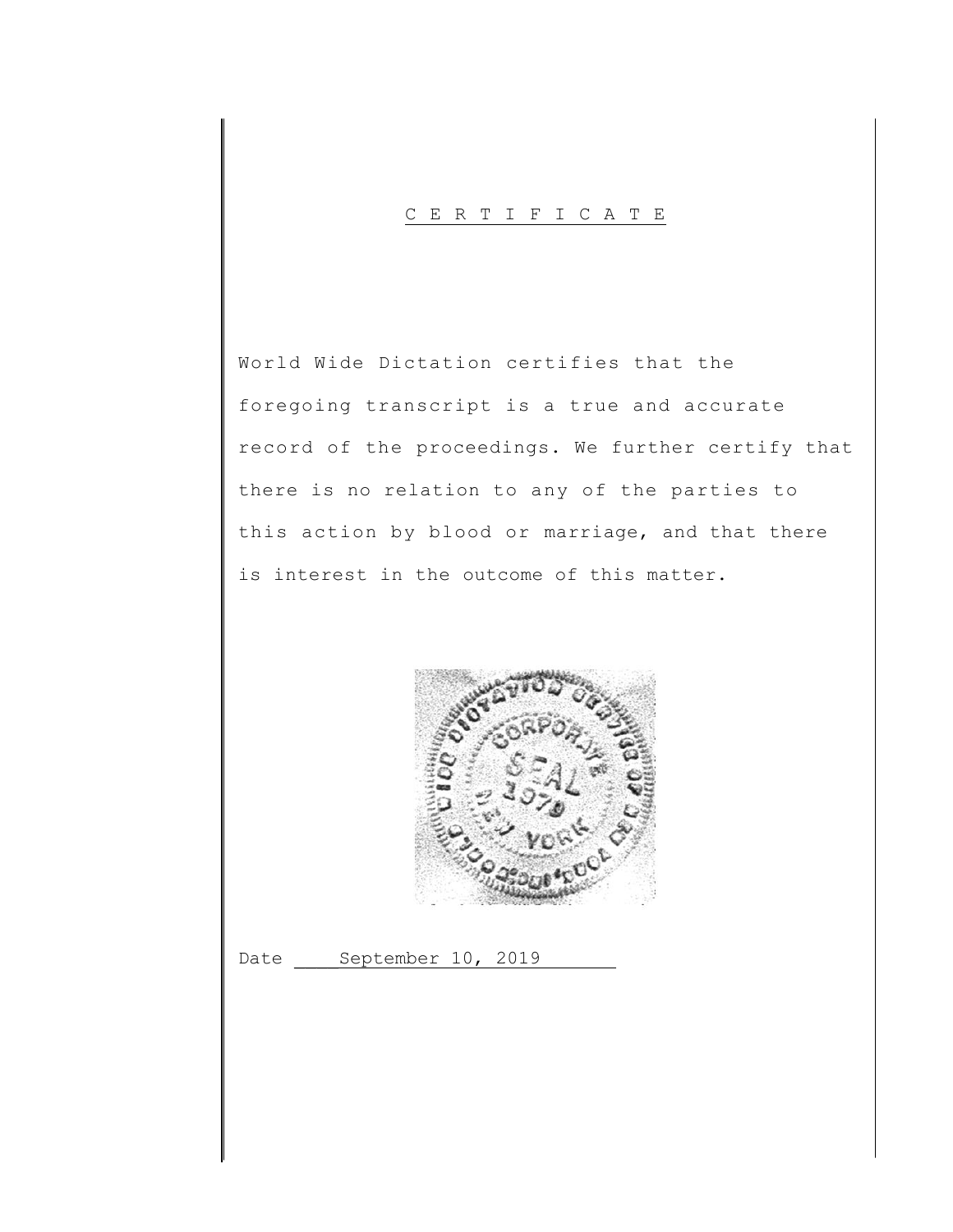# C E R T I F I C A T E

World Wide Dictation certifies that the foregoing transcript is a true and accurate record of the proceedings. We further certify that there is no relation to any of the parties to this action by blood or marriage, and that there is interest in the outcome of this matter.

Date September 10, 2019